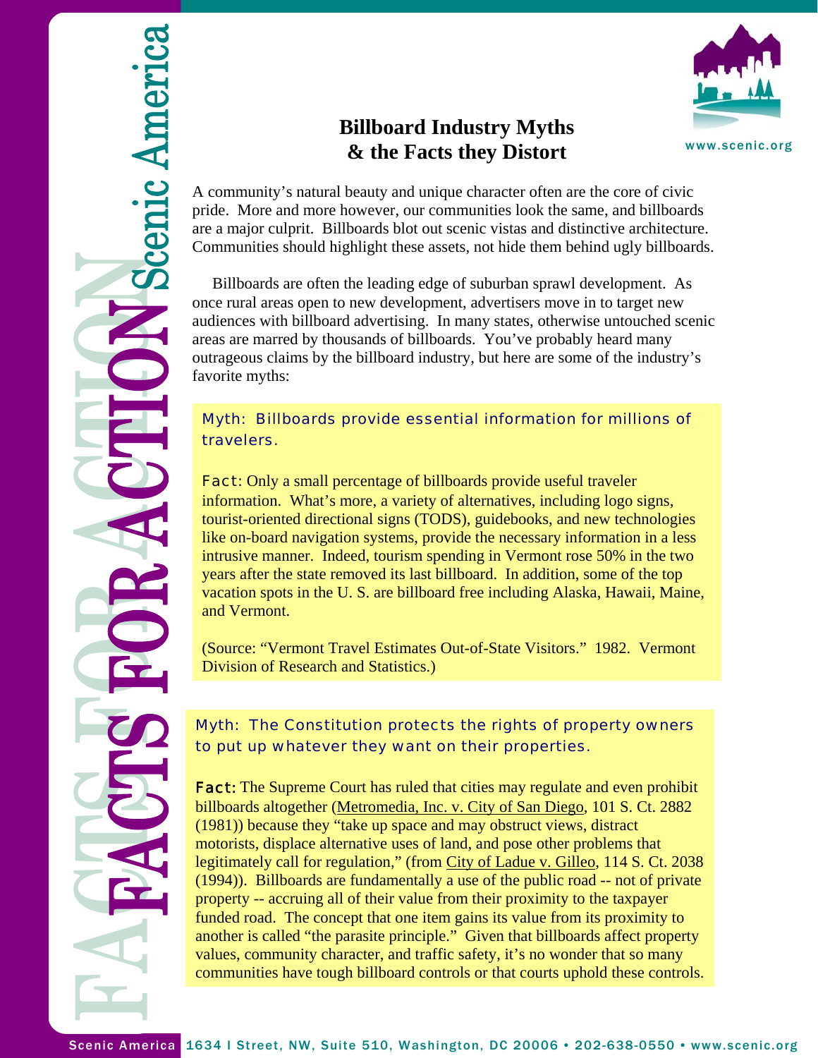# Billboard Industry Myths & the Facts they Distort

A community's natural beauty and unique character often are the core of civic pride. More and more however, our communities look the same, and billboards are a major culprit. Billboards blot out scenic vistas and distinctive architecture. Communities should highlight these assets, not hide them behind ugly billboards.

Billboards are often the leading edge of suburban sprawl development. As once rural areas open to new development, advertisers move in to target new audiences with billboard advertising. In many states, otherwise untouched scenic areas are marred by thousands of billboards. You've probably heard many outrageous claims by the billboard industry, but here are some of the industry's favorite myths:

**Myth: Billboards provide essential information for millions of travelers.**

**Fact:** Only a small percentage of billboards provide useful traveler information. What's more, a variety of alternatives, including logo signs, tourist-oriented directional signs (TODS), guidebooks, and new technologies like on-board navigation systems, provide the necessary information in a less intrusive manner. Indeed, tourism spending in Vermont rose 50% in the two years after the state removed its last billboard. In addition, some of the top vacation spots in the U. S. are billboard free including Alaska, Hawaii, Maine, and Vermont.

(Source: "Vermont Travel Estimates Out-of-State Visitors." 1982. Vermont Division of Research and Statistics.)

**Myth: The Constitution protects the rights of property owners to put up whatever they want on their properties.**

**Fact:** The Supreme Court has ruled that cities may regulate and even prohibit billboards altogether (Metromedia, Inc. v. City of San Diego, 101 S. Ct. 2882 (1981)) because they "take up space and may obstruct views, distract motorists, displace alternative uses of land, and pose other problems that legitimately call for regulation," (from City of Ladue v. Gilleo, 114 S. Ct. 2038 (1994)). Billboards are fundamentally a use of the public road -- not of private property -- accruing all of their value from their proximity to the taxpayer funded road. The concept that one item gains its value from its proximity to another is called "the parasite principle." Given that billboards affect property values, community character, and traffic safety, it's no wonder that so many communities have tough billboard controls or that courts uphold these controls.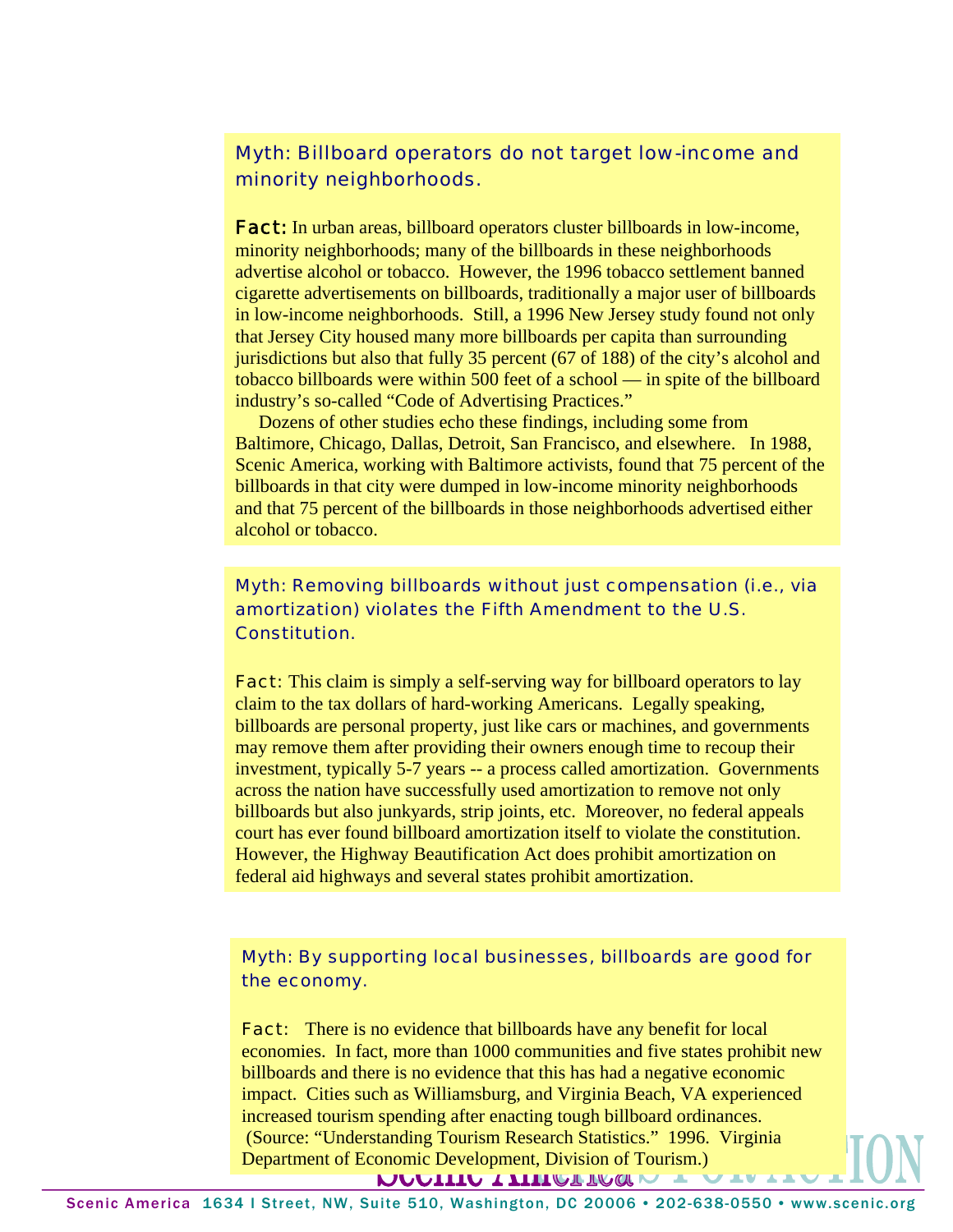## Myth: Billboard operators do not target low-income and minority neighborhoods.

**Fact:** In urban areas, billboard operators cluster billboards in low-income, minority neighborhoods; many of the billboards in these neighborhoods advertise alcohol or tobacco. However, the 1996 tobacco settlement banned cigarette advertisements on billboards, traditionally a major user of billboards in low-income neighborhoods. Still, a 1996 New Jersey study found not only that Jersey City housed many more billboards per capita than surrounding jurisdictions but also that fully 35 percent (67 of 188) of the city's alcohol and tobacco billboards were within 500 feet of a school — in spite of the billboard industry's so-called "Code of Advertising Practices."

Dozens of other studies echo these findings, including some from Baltimore, Chicago, Dallas, Detroit, San Francisco, and elsewhere. In 1988, Scenic America, working with Baltimore activists, found that 75 percent of the billboards in that city were dumped in low-income minority neighborhoods and that 75 percent of the billboards in those neighborhoods advertised either alcohol or tobacco.

## Myth: Removing billboards without just compensation (i.e., via amortization) violates the Fifth Amendment to the U.S. Constitution.

**Fact:** This claim is simply a self-serving way for billboard operators to lay claim to the tax dollars of hard-working Americans. Legally speaking, billboards are personal property, just like cars or machines, and governments may remove them after providing their owners enough time to recoup their investment, typically 5-7 years -- a process called amortization. Governments across the nation have successfully used amortization to remove not only billboards but also junkyards, strip joints, etc. Moreover, no federal appeals court has ever found billboard amortization itself to violate the constitution. However, the Highway Beautification Act does prohibit amortization on federal aid highways and several states prohibit amortization.

## Myth: By supporting local businesses, billboards are good for the economy.

**Fact:** There is no evidence that billboards have any benefit for local economies. In fact, more than 1000 communities and five states prohibit new billboards and there is no evidence that this has had a negative economic impact. Cities such as Williamsburg, and Virginia Beach, VA experienced increased tourism spending after enacting tough billboard ordinances. (Source: "Understanding Tourism Research Statistics." 1996. Virginia Department of Economic Development, Division of Tourism.)

Scenic America 1634 I Street, NW, Suite 510, Washington, DC 20006 • 202-638-0550 • www.scenic.org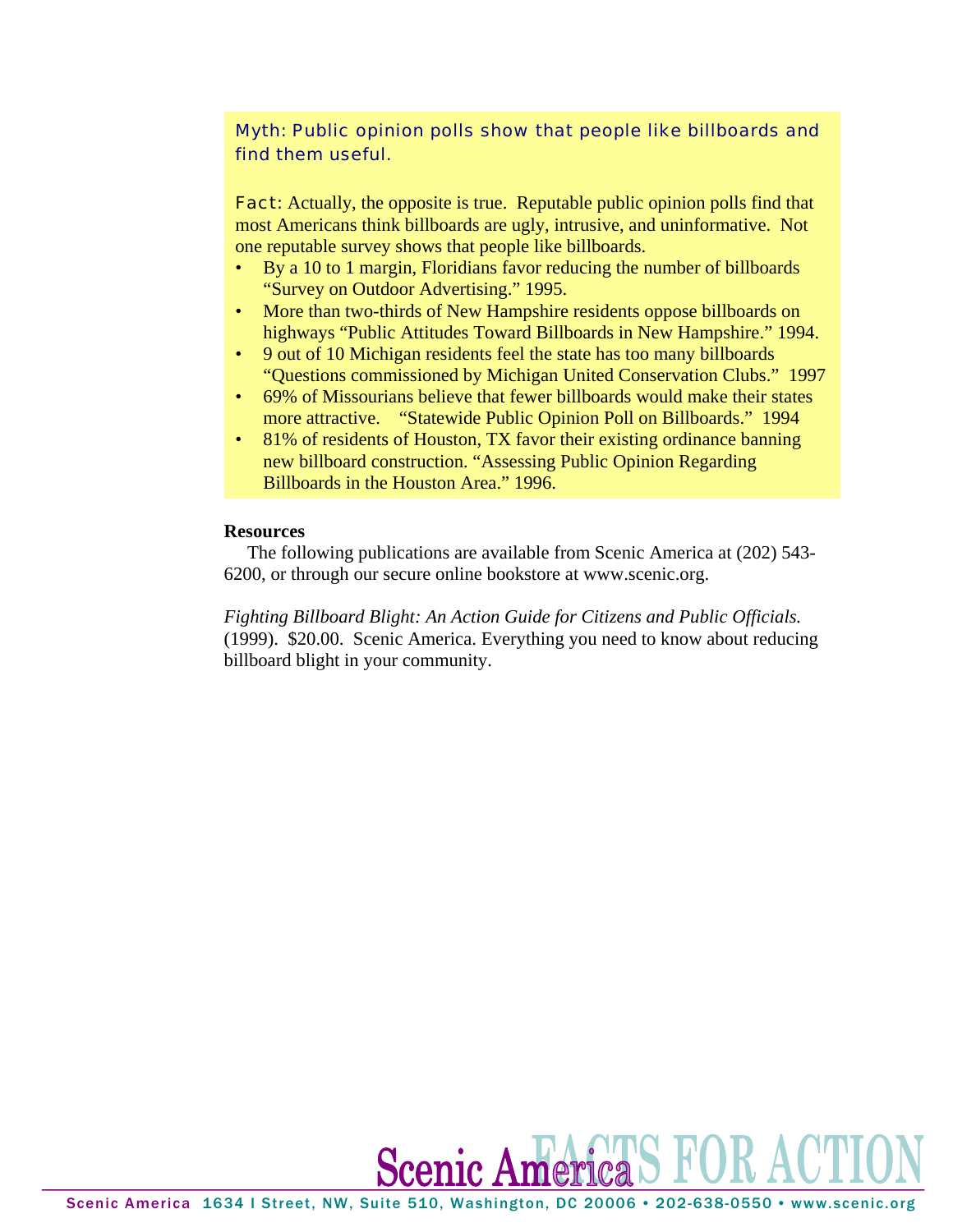Myth: Public opinion polls show that people like billboards and find them useful.

Fact: Actually, the opposite is true. Reputable public opinion polls find that most Americans think billboards are ugly, intrusive, and uninformative. Not one reputable survey shows that people like billboards.

- By a 10 to 1 margin, Floridians favor reducing the number of billboards "Survey on Outdoor Advertising." 1995.
- More than two-thirds of New Hampshire residents oppose billboards on highways "Public Attitudes Toward Billboards in New Hampshire." 1994.
- 9 out of 10 Michigan residents feel the state has too many billboards "Questions commissioned by Michigan United Conservation Clubs." 1997
- 69% of Missourians believe that fewer billboards would make their states more attractive. "Statewide Public Opinion Poll on Billboards." 1994
- 81% of residents of Houston, TX favor their existing ordinance banning new billboard construction. "Assessing Public Opinion Regarding Billboards in the Houston Area." 1996.

**Resources**

The following publications are available from Scenic America at (202) 543-6200, or through our secure online bookstore at www.scenic.org.

*Fighting Billboard Blight: An Action Guide for Citizens and Public Officials.* (1999). $20.00. Scenic America. Everything you need to know about reducing billboard blight in your community.

Scenic America FACTS FOR ACTION

Scenic America 1634 I Street, NW, Suite 510, Washington, DC 20006 • 202-638-0550 • www.scenic.org